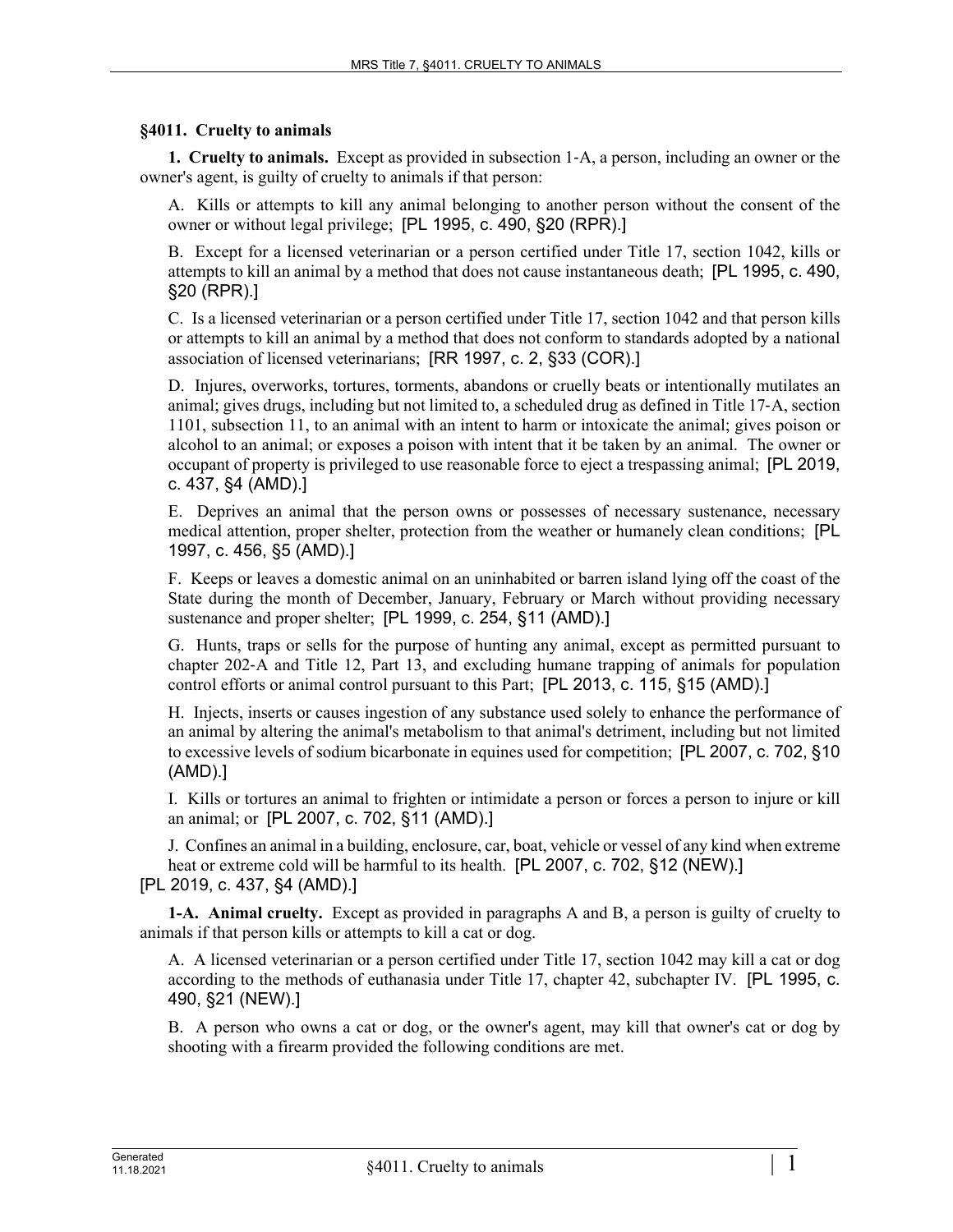### §4011. Cruelty to animals

**1. Cruelty to animals.** Except as provided in subsection 1-A, a person, including an owner or the owner's agent, is guilty of cruelty to animals if that person:

A. Kills or attempts to kill any animal belonging to another person without the consent of the owner or without legal privilege; [PL 1995, c. 490, §20 (RPR).]

B. Except for a licensed veterinarian or a person certified under Title 17, section 1042, kills or attempts to kill an animal by a method that does not cause instantaneous death; [PL 1995, c. 490, §20 (RPR).]

C. Is a licensed veterinarian or a person certified under Title 17, section 1042 and that person kills or attempts to kill an animal by a method that does not conform to standards adopted by a national association of licensed veterinarians; [RR 1997, c. 2, §33 (COR).]

D. Injures, overworks, tortures, torments, abandons or cruelly beats or intentionally mutilates an animal; gives drugs, including but not limited to, a scheduled drug as defined in Title 17-A, section 1101, subsection 11, to an animal with an intent to harm or intoxicate the animal; gives poison or alcohol to an animal; or exposes a poison with intent that it be taken by an animal. The owner or occupant of property is privileged to use reasonable force to eject a trespassing animal; [PL 2019, c. 437, §4 (AMD).]

E. Deprives an animal that the person owns or possesses of necessary sustenance, necessary medical attention, proper shelter, protection from the weather or humanely clean conditions; [PL 1997, c. 456, §5 (AMD).]

F. Keeps or leaves a domestic animal on an uninhabited or barren island lying off the coast of the State during the month of December, January, February or March without providing necessary sustenance and proper shelter; [PL 1999, c. 254, §11 (AMD).]

G. Hunts, traps or sells for the purpose of hunting any animal, except as permitted pursuant to chapter 202-A and Title 12, Part 13, and excluding humane trapping of animals for population control efforts or animal control pursuant to this Part; [PL 2013, c. 115, §15 (AMD).]

H. Injects, inserts or causes ingestion of any substance used solely to enhance the performance of an animal by altering the animal's metabolism to that animal's detriment, including but not limited to excessive levels of sodium bicarbonate in equines used for competition; [PL 2007, c. 702, §10 (AMD).]

I. Kills or tortures an animal to frighten or intimidate a person or forces a person to injure or kill an animal; or [PL 2007, c. 702, §11 (AMD).]

J. Confines an animal in a building, enclosure, car, boat, vehicle or vessel of any kind when extreme heat or extreme cold will be harmful to its health. [PL 2007, c. 702, §12 (NEW).]

[PL 2019, c. 437, §4 (AMD).]

**1-A. Animal cruelty.** Except as provided in paragraphs A and B, a person is guilty of cruelty to animals if that person kills or attempts to kill a cat or dog.

A. A licensed veterinarian or a person certified under Title 17, section 1042 may kill a cat or dog according to the methods of euthanasia under Title 17, chapter 42, subchapter IV. [PL 1995, c. 490, §21 (NEW).]

B. A person who owns a cat or dog, or the owner's agent, may kill that owner's cat or dog by shooting with a firearm provided the following conditions are met.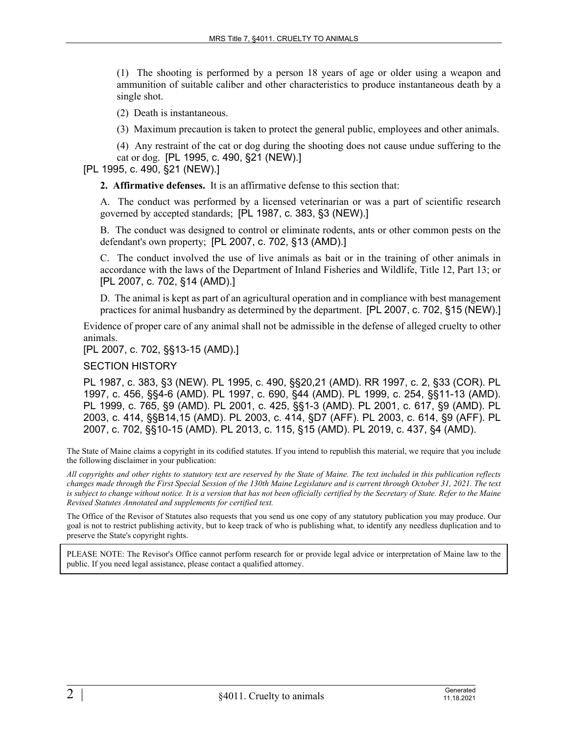(1) The shooting is performed by a person 18 years of age or older using a weapon and ammunition of suitable caliber and other characteristics to produce instantaneous death by a single shot.

(2) Death is instantaneous.

(3) Maximum precaution is taken to protect the general public, employees and other animals.

(4) Any restraint of the cat or dog during the shooting does not cause undue suffering to the cat or dog. [PL 1995, c. 490, §21 (NEW).]

[PL 1995, c. 490, §21 (NEW).]

**2. Affirmative defenses.** It is an affirmative defense to this section that:

A. The conduct was performed by a licensed veterinarian or was a part of scientific research governed by accepted standards; [PL 1987, c. 383, §3 (NEW).]

B. The conduct was designed to control or eliminate rodents, ants or other common pests on the defendant's own property; [PL 2007, c. 702, §13 (AMD).]

C. The conduct involved the use of live animals as bait or in the training of other animals in accordance with the laws of the Department of Inland Fisheries and Wildlife, Title 12, Part 13; or [PL 2007, c. 702, §14 (AMD).]

D. The animal is kept as part of an agricultural operation and in compliance with best management practices for animal husbandry as determined by the department. [PL 2007, c. 702, §15 (NEW).]

Evidence of proper care of any animal shall not be admissible in the defense of alleged cruelty to other animals.

[PL 2007, c. 702, §§13-15 (AMD).]

SECTION HISTORY

PL 1987, c. 383, §3 (NEW). PL 1995, c. 490, §§20,21 (AMD). RR 1997, c. 2, §33 (COR). PL 1997, c. 456, §§4-6 (AMD). PL 1997, c. 690, §44 (AMD). PL 1999, c. 254, §§11-13 (AMD). PL 1999, c. 765, §9 (AMD). PL 2001, c. 425, §§1-3 (AMD). PL 2001, c. 617, §9 (AMD). PL 2003, c. 414, §§B14,15 (AMD). PL 2003, c. 414, §D7 (AFF). PL 2003, c. 614, §9 (AFF). PL 2007, c. 702, §§10-15 (AMD). PL 2013, c. 115, §15 (AMD). PL 2019, c. 437, §4 (AMD).

The State of Maine claims a copyright in its codified statutes. If you intend to republish this material, we require that you include the following disclaimer in your publication:

*All copyrights and other rights to statutory text are reserved by the State of Maine. The text included in this publication reflects changes made through the First Special Session of the 130th Maine Legislature and is current through October 31, 2021. The text is subject to change without notice. It is a version that has not been officially certified by the Secretary of State. Refer to the Maine Revised Statutes Annotated and supplements for certified text.*

The Office of the Revisor of Statutes also requests that you send us one copy of any statutory publication you may produce. Our goal is not to restrict publishing activity, but to keep track of who is publishing what, to identify any needless duplication and to preserve the State's copyright rights.

PLEASE NOTE: The Revisor's Office cannot perform research for or provide legal advice or interpretation of Maine law to the public. If you need legal assistance, please contact a qualified attorney.